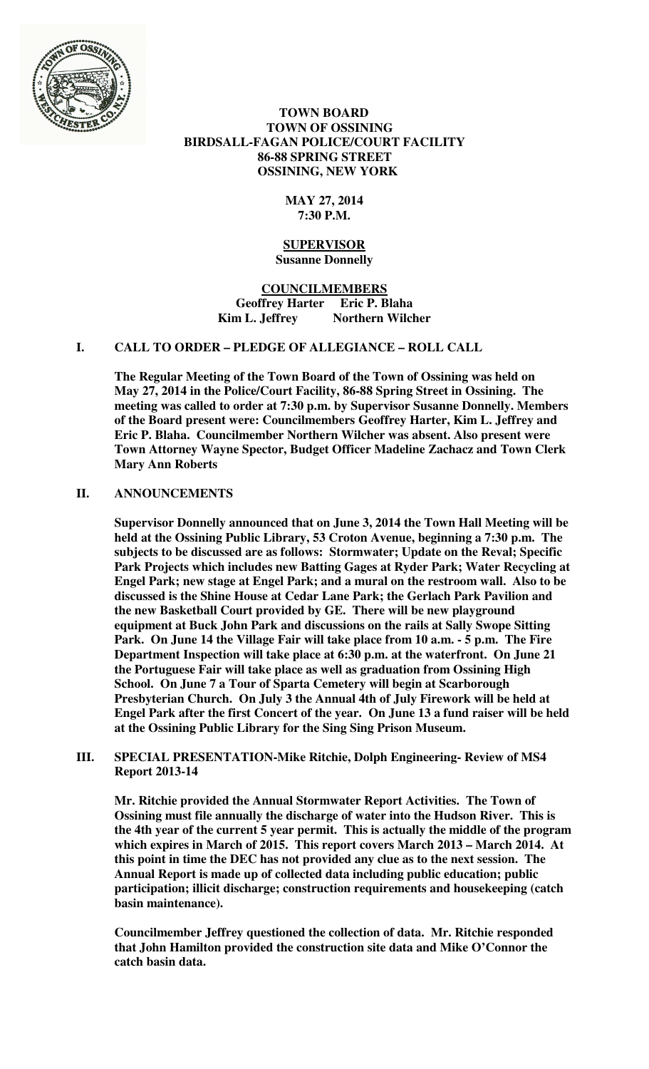**TOWN BOARD**
**TOWN OF OSSINING**
**BIRDSALL-FAGAN POLICE/COURT FACILITY**
**86-88 SPRING STREET**
**OSSINING, NEW YORK**

**MAY 27, 2014**
**7:30 P.M.**

**SUPERVISOR**
**Susanne Donnelly**

**COUNCILMEMBERS**
**Geoffrey Harter Eric P. Blaha**
**Kim L. Jeffrey Northern Wilcher**

## I. CALL TO ORDER – PLEDGE OF ALLEGIANCE – ROLL CALL

**The Regular Meeting of the Town Board of the Town of Ossining was held on May 27, 2014 in the Police/Court Facility, 86-88 Spring Street in Ossining. The meeting was called to order at 7:30 p.m. by Supervisor Susanne Donnelly. Members of the Board present were: Councilmembers Geoffrey Harter, Kim L. Jeffrey and Eric P. Blaha. Councilmember Northern Wilcher was absent. Also present were Town Attorney Wayne Spector, Budget Officer Madeline Zachacz and Town Clerk Mary Ann Roberts**

## II. ANNOUNCEMENTS

**Supervisor Donnelly announced that on June 3, 2014 the Town Hall Meeting will be held at the Ossining Public Library, 53 Croton Avenue, beginning a 7:30 p.m. The subjects to be discussed are as follows: Stormwater; Update on the Reval; Specific Park Projects which includes new Batting Gages at Ryder Park; Water Recycling at Engel Park; new stage at Engel Park; and a mural on the restroom wall. Also to be discussed is the Shine House at Cedar Lane Park; the Gerlach Park Pavilion and the new Basketball Court provided by GE. There will be new playground equipment at Buck John Park and discussions on the rails at Sally Swope Sitting Park. On June 14 the Village Fair will take place from 10 a.m. - 5 p.m. The Fire Department Inspection will take place at 6:30 p.m. at the waterfront. On June 21 the Portuguese Fair will take place as well as graduation from Ossining High School. On June 7 a Tour of Sparta Cemetery will begin at Scarborough Presbyterian Church. On July 3 the Annual 4th of July Firework will be held at Engel Park after the first Concert of the year. On June 13 a fund raiser will be held at the Ossining Public Library for the Sing Sing Prison Museum.**

## III. SPECIAL PRESENTATION-Mike Ritchie, Dolph Engineering- Review of MS4 Report 2013-14

**Mr. Ritchie provided the Annual Stormwater Report Activities. The Town of Ossining must file annually the discharge of water into the Hudson River. This is the 4th year of the current 5 year permit. This is actually the middle of the program which expires in March of 2015. This report covers March 2013 – March 2014. At this point in time the DEC has not provided any clue as to the next session. The Annual Report is made up of collected data including public education; public participation; illicit discharge; construction requirements and housekeeping (catch basin maintenance).**

**Councilmember Jeffrey questioned the collection of data. Mr. Ritchie responded that John Hamilton provided the construction site data and Mike O'Connor the catch basin data.**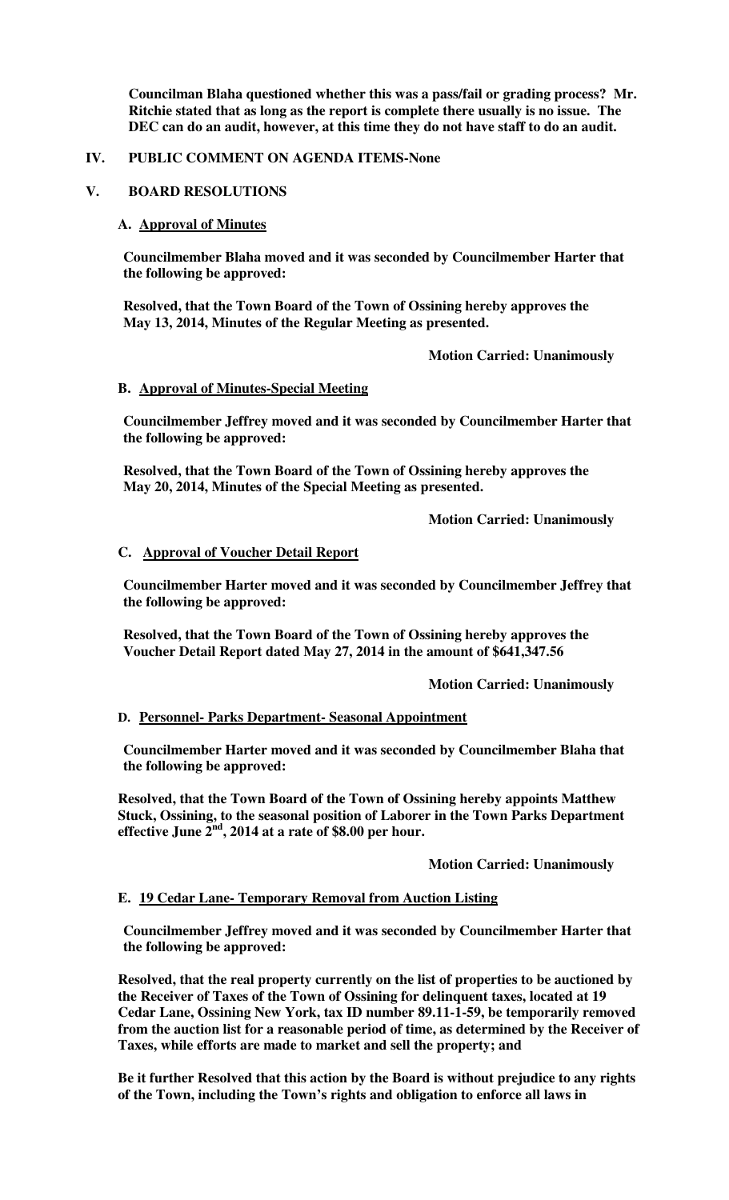**Councilman Blaha questioned whether this was a pass/fail or grading process? Mr. Ritchie stated that as long as the report is complete there usually is no issue. The DEC can do an audit, however, at this time they do not have staff to do an audit.**

## IV. PUBLIC COMMENT ON AGENDA ITEMS-None

## V. BOARD RESOLUTIONS

### A. Approval of Minutes

**Councilmember Blaha moved and it was seconded by Councilmember Harter that the following be approved:**

**Resolved, that the Town Board of the Town of Ossining hereby approves the May 13, 2014, Minutes of the Regular Meeting as presented.**

**Motion Carried: Unanimously**

### B. Approval of Minutes-Special Meeting

**Councilmember Jeffrey moved and it was seconded by Councilmember Harter that the following be approved:**

**Resolved, that the Town Board of the Town of Ossining hereby approves the May 20, 2014, Minutes of the Special Meeting as presented.**

**Motion Carried: Unanimously**

### C. Approval of Voucher Detail Report

**Councilmember Harter moved and it was seconded by Councilmember Jeffrey that the following be approved:**

**Resolved, that the Town Board of the Town of Ossining hereby approves the Voucher Detail Report dated May 27, 2014 in the amount of $641,347.56**

**Motion Carried: Unanimously**

### D. Personnel- Parks Department- Seasonal Appointment

**Councilmember Harter moved and it was seconded by Councilmember Blaha that the following be approved:**

**Resolved, that the Town Board of the Town of Ossining hereby appoints Matthew Stuck, Ossining, to the seasonal position of Laborer in the Town Parks Department effective June 2nd, 2014 at a rate of $8.00 per hour.**

**Motion Carried: Unanimously**

### E. 19 Cedar Lane- Temporary Removal from Auction Listing

**Councilmember Jeffrey moved and it was seconded by Councilmember Harter that the following be approved:**

**Resolved, that the real property currently on the list of properties to be auctioned by the Receiver of Taxes of the Town of Ossining for delinquent taxes, located at 19 Cedar Lane, Ossining New York, tax ID number 89.11-1-59, be temporarily removed from the auction list for a reasonable period of time, as determined by the Receiver of Taxes, while efforts are made to market and sell the property; and**

**Be it further Resolved that this action by the Board is without prejudice to any rights of the Town, including the Town's rights and obligation to enforce all laws in**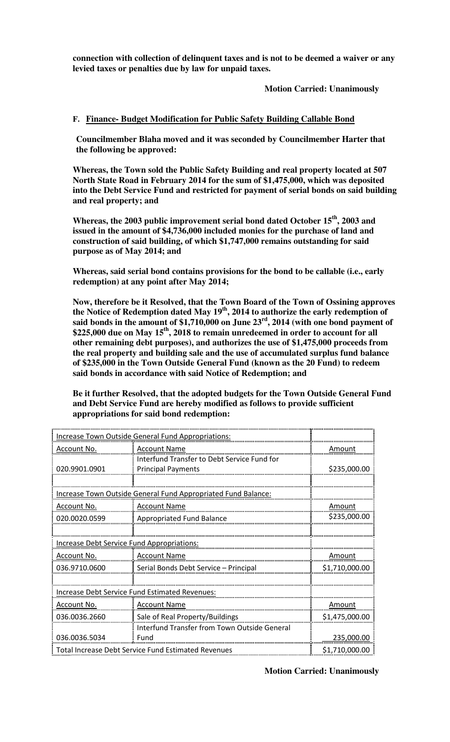**connection with collection of delinquent taxes and is not to be deemed a waiver or any levied taxes or penalties due by law for unpaid taxes.**

**Motion Carried: Unanimously**

**F. Finance- Budget Modification for Public Safety Building Callable Bond**

**Councilmember Blaha moved and it was seconded by Councilmember Harter that the following be approved:**

**Whereas, the Town sold the Public Safety Building and real property located at 507 North State Road in February 2014 for the sum of $1,475,000, which was deposited into the Debt Service Fund and restricted for payment of serial bonds on said building and real property; and**

**Whereas, the 2003 public improvement serial bond dated October 15th, 2003 and issued in the amount of $4,736,000 included monies for the purchase of land and construction of said building, of which $1,747,000 remains outstanding for said purpose as of May 2014; and**

**Whereas, said serial bond contains provisions for the bond to be callable (i.e., early redemption) at any point after May 2014;**

**Now, therefore be it Resolved, that the Town Board of the Town of Ossining approves the Notice of Redemption dated May 19th, 2014 to authorize the early redemption of said bonds in the amount of $1,710,000 on June 23rd, 2014 (with one bond payment of $225,000 due on May 15th, 2018 to remain unredeemed in order to account for all other remaining debt purposes), and authorizes the use of $1,475,000 proceeds from the real property and building sale and the use of accumulated surplus fund balance of $235,000 in the Town Outside General Fund (known as the 20 Fund) to redeem said bonds in accordance with said Notice of Redemption; and**

**Be it further Resolved, that the adopted budgets for the Town Outside General Fund and Debt Service Fund are hereby modified as follows to provide sufficient appropriations for said bond redemption:**

| Increase Town Outside General Fund Appropriations: | | |
|---|---|---|
| Account No. | Account Name | Amount |
| 020.9901.0901 | Interfund Transfer to Debt Service Fund for Principal Payments | $235,000.00 |
| | | |
| Increase Town Outside General Fund Appropriated Fund Balance: | | |
| Account No. | Account Name | Amount |
| 020.0020.0599 | Appropriated Fund Balance | $235,000.00 |
| | | |
| Increase Debt Service Fund Appropriations: | | |
| Account No. | Account Name | Amount |
| 036.9710.0600 | Serial Bonds Debt Service – Principal | $1,710,000.00 |
| | | |
| Increase Debt Service Fund Estimated Revenues: | | |
| Account No. | Account Name | Amount |
| 036.0036.2660 | Sale of Real Property/Buildings | $1,475,000.00 |
| 036.0036.5034 | Interfund Transfer from Town Outside General Fund | 235,000.00 |
| Total Increase Debt Service Fund Estimated Revenues | | $1,710,000.00 |

**Motion Carried: Unanimously**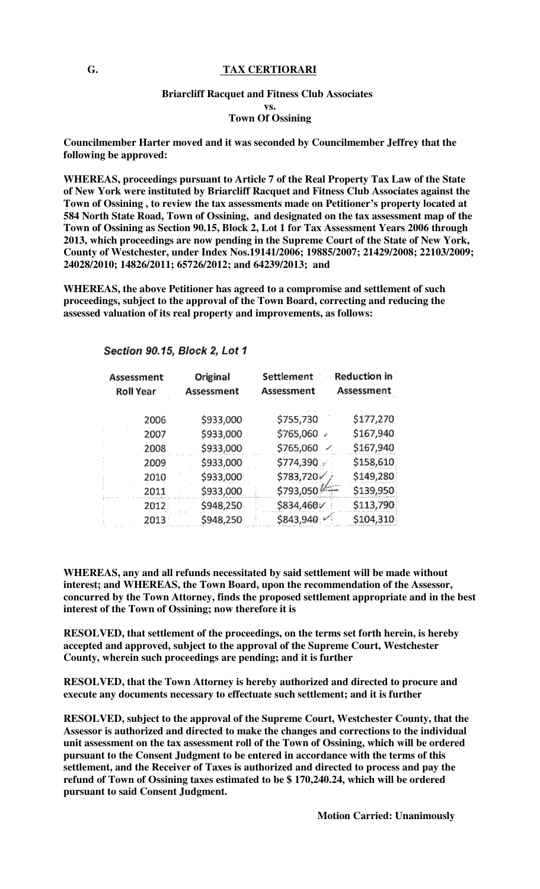## G. TAX CERTIORARI

**Briarcliff Racquet and Fitness Club Associates**
**vs.**
**Town Of Ossining**

**Councilmember Harter moved and it was seconded by Councilmember Jeffrey that the following be approved:**

**WHEREAS, proceedings pursuant to Article 7 of the Real Property Tax Law of the State of New York were instituted by Briarcliff Racquet and Fitness Club Associates against the Town of Ossining , to review the tax assessments made on Petitioner's property located at 584 North State Road, Town of Ossining, and designated on the tax assessment map of the Town of Ossining as Section 90.15, Block 2, Lot 1 for Tax Assessment Years 2006 through 2013, which proceedings are now pending in the Supreme Court of the State of New York, County of Westchester, under Index Nos.19141/2006; 19885/2007; 21429/2008; 22103/2009; 24028/2010; 14826/2011; 65726/2012; and 64239/2013; and**

**WHEREAS, the above Petitioner has agreed to a compromise and settlement of such proceedings, subject to the approval of the Town Board, correcting and reducing the assessed valuation of its real property and improvements, as follows:**

*Section 90.15, Block 2, Lot 1*

| Assessment Roll Year | Original Assessment | Settlement Assessment | Reduction in Assessment |
|---|---|---|---|
| 2006 | $933,000 | $755,730 | $177,270 |
| 2007 | $933,000 | $765,060 | $167,940 |
| 2008 | $933,000 | $765,060 | $167,940 |
| 2009 | $933,000 | $774,390 | $158,610 |
| 2010 | $933,000 | $783,720 | $149,280 |
| 2011 | $933,000 | $793,050 | $139,950 |
| 2012 | $948,250 | $834,460 | $113,790 |
| 2013 | $948,250 | $843,940 | $104,310 |

**WHEREAS, any and all refunds necessitated by said settlement will be made without interest; and WHEREAS, the Town Board, upon the recommendation of the Assessor, concurred by the Town Attorney, finds the proposed settlement appropriate and in the best interest of the Town of Ossining; now therefore it is**

**RESOLVED, that settlement of the proceedings, on the terms set forth herein, is hereby accepted and approved, subject to the approval of the Supreme Court, Westchester County, wherein such proceedings are pending; and it is further**

**RESOLVED, that the Town Attorney is hereby authorized and directed to procure and execute any documents necessary to effectuate such settlement; and it is further**

**RESOLVED, subject to the approval of the Supreme Court, Westchester County, that the Assessor is authorized and directed to make the changes and corrections to the individual unit assessment on the tax assessment roll of the Town of Ossining, which will be ordered pursuant to the Consent Judgment to be entered in accordance with the terms of this settlement, and the Receiver of Taxes is authorized and directed to process and pay the refund of Town of Ossining taxes estimated to be $ 170,240.24, which will be ordered pursuant to said Consent Judgment.**

**Motion Carried: Unanimously**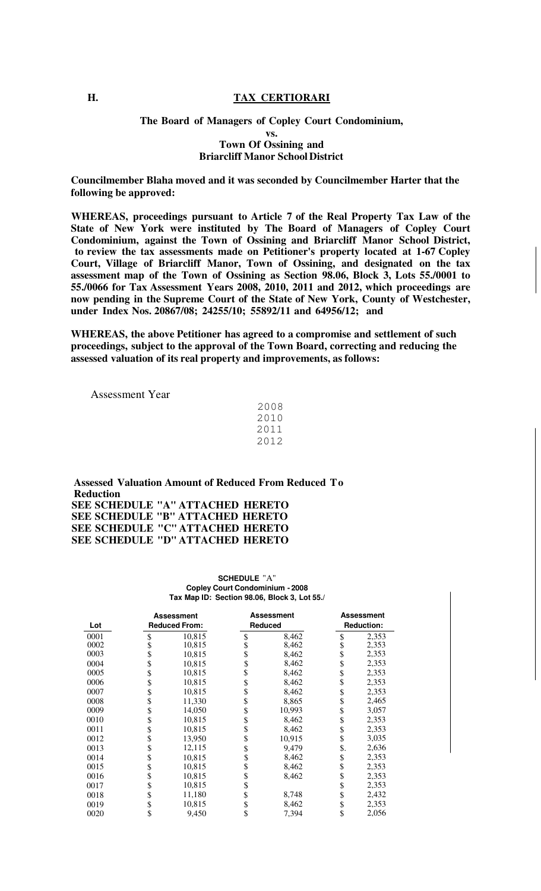**H.** **TAX CERTIORARI**

**The Board of Managers of Copley Court Condominium,**
**vs.**
**Town Of Ossining and**
**Briarcliff Manor School District**

**Councilmember Blaha moved and it was seconded by Councilmember Harter that the following be approved:**

**WHEREAS, proceedings pursuant to Article 7 of the Real Property Tax Law of the State of New York were instituted by The Board of Managers of Copley Court Condominium, against the Town of Ossining and Briarcliff Manor School District, to review the tax assessments made on Petitioner's property located at 1-67 Copley Court, Village of Briarcliff Manor, Town of Ossining, and designated on the tax assessment map of the Town of Ossining as Section 98.06, Block 3, Lots 55./0001 to 55./0066 for Tax Assessment Years 2008, 2010, 2011 and 2012, which proceedings are now pending in the Supreme Court of the State of New York, County of Westchester, under Index Nos. 20867/08; 24255/10; 55892/11 and 64956/12; and**

**WHEREAS, the above Petitioner has agreed to a compromise and settlement of such proceedings, subject to the approval of the Town Board, correcting and reducing the assessed valuation of its real property and improvements, as follows:**

| Assessment Year | Assessed Valuation Reduced From | Amount of Reduced To | Reduction |
|---|---|---|---|
| 2008 | **SEE SCHEDULE "A" ATTACHED HERETO** | | |
| 2010 | **SEE SCHEDULE "B" ATTACHED HERETO** | | |
| 2011 | **SEE SCHEDULE "C" ATTACHED HERETO** | | |
| 2012 | **SEE SCHEDULE "D" ATTACHED HERETO** | | |

**SCHEDULE "A"**
**Copley Court Condominium - 2008**
**Tax Map ID: Section 98.06, Block 3, Lot 55./**

| Lot | Assessment Reduced From: | Assessment Reduced | Assessment Reduction: |
|---|---|---|---|
| 0001 | $ 10,815 | $ 8,462 | $ 2,353 |
| 0002 | $ 10,815 | $ 8,462 | $ 2,353 |
| 0003 | $ 10,815 | $ 8,462 | $ 2,353 |
| 0004 | $ 10,815 | $ 8,462 | $ 2,353 |
| 0005 | $ 10,815 | $ 8,462 | $ 2,353 |
| 0006 | $ 10,815 | $ 8,462 | $ 2,353 |
| 0007 | $ 10,815 | $ 8,462 | $ 2,353 |
| 0008 | $ 11,330 | $ 8,865 | $ 2,465 |
| 0009 | $ 14,050 | $ 10,993 | $ 3,057 |
| 0010 | $ 10,815 | $ 8,462 | $ 2,353 |
| 0011 | $ 10,815 | $ 8,462 | $ 2,353 |
| 0012 | $ 13,950 | $ 10,915 | $ 3,035 |
| 0013 | $ 12,115 | $ 9,479 | $. 2,636 |
| 0014 | $ 10,815 | $ 8,462 | $ 2,353 |
| 0015 | $ 10,815 | $ 8,462 | $ 2,353 |
| 0016 | $ 10,815 | $ 8,462 | $ 2,353 |
| 0017 | $ 10,815 | $ | $ 2,353 |
| 0018 | $ 11,180 | $ 8,748 | $ 2,432 |
| 0019 | $ 10,815 | $ 8,462 | $ 2,353 |
| 0020 | $ 9,450 | $ 7,394 | $ 2,056 |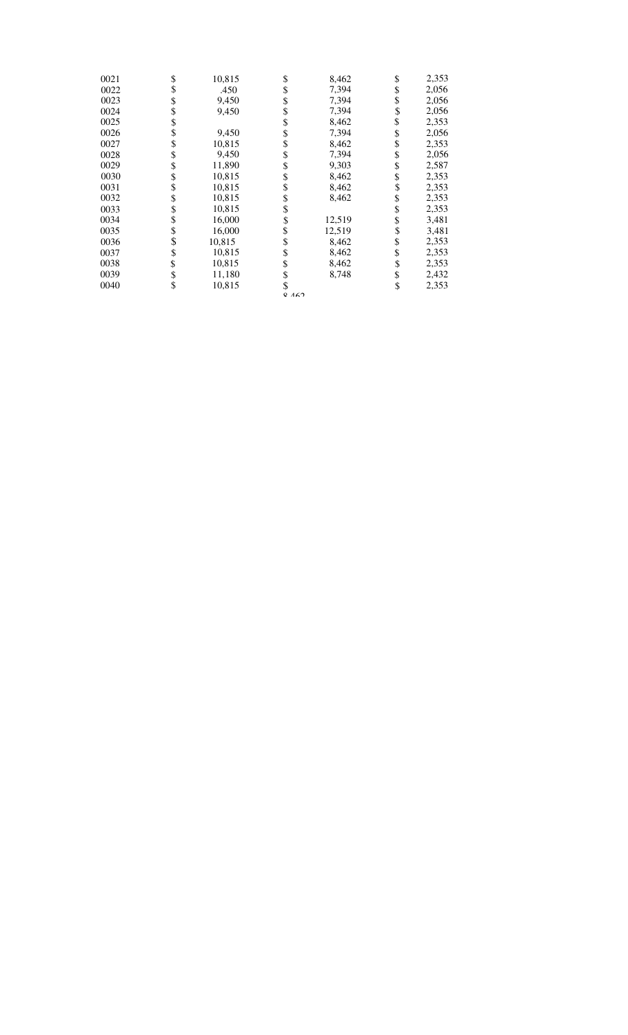| | | | |
|---|---|---|---|
| 0021 | $ 10,815 | $ 8,462 | $ 2,353 |
| 0022 | $ .450 | $ 7,394 | $ 2,056 |
| 0023 | $ 9,450 | $ 7,394 | $ 2,056 |
| 0024 | $ 9,450 | $ 7,394 | $ 2,056 |
| 0025 | $ | $ 8,462 | $ 2,353 |
| 0026 | $ 9,450 | $ 7,394 | $ 2,056 |
| 0027 | $ 10,815 | $ 8,462 | $ 2,353 |
| 0028 | $ 9,450 | $ 7,394 | $ 2,056 |
| 0029 | $ 11,890 | $ 9,303 | $ 2,587 |
| 0030 | $ 10,815 | $ 8,462 | $ 2,353 |
| 0031 | $ 10,815 | $ 8,462 | $ 2,353 |
| 0032 | $ 10,815 | $ 8,462 | $ 2,353 |
| 0033 | $ 10,815 | $ | $ 2,353 |
| 0034 | $ 16,000 | $ 12,519 | $ 3,481 |
| 0035 | $ 16,000 | $ 12,519 | $ 3,481 |
| 0036 | $ 10,815 | $ 8,462 | $ 2,353 |
| 0037 | $ 10,815 | $ 8,462 | $ 2,353 |
| 0038 | $ 10,815 | $ 8,462 | $ 2,353 |
| 0039 | $ 11,180 | $ 8,748 | $ 2,432 |
| 0040 | $ 10,815 | $ 8,462 | $ 2,353 |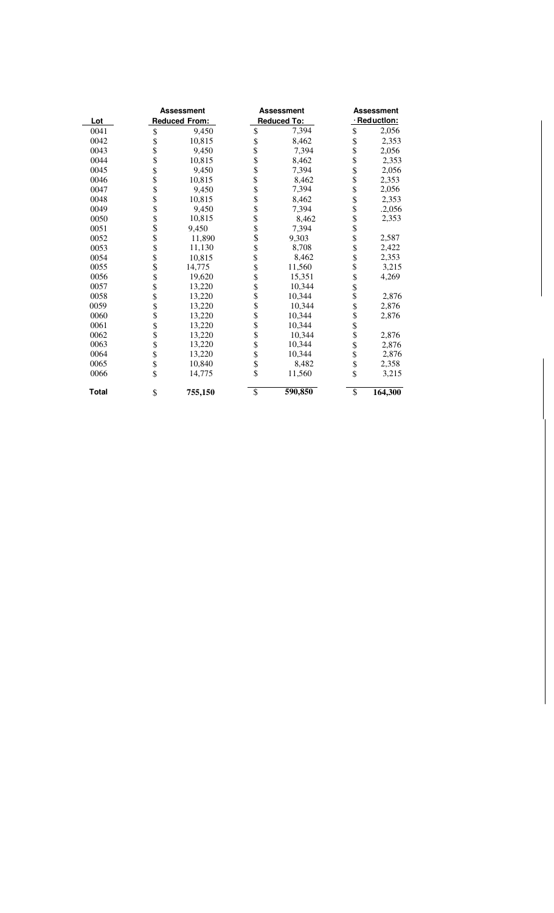| Lot | Assessment Reduced From: | Assessment Reduced To: | Assessment · Reduction: |
|---|---|---|---|
| 0041 | $ 9,450 | $ 7,394 | $ 2,056 |
| 0042 | $ 10,815 | $ 8,462 | $ 2,353 |
| 0043 | $ 9,450 | $ 7,394 | $ 2,056 |
| 0044 | $ 10,815 | $ 8,462 | $ 2,353 |
| 0045 | $ 9,450 | $ 7,394 | $ 2,056 |
| 0046 | $ 10,815 | $ 8,462 | $ 2,353 |
| 0047 | $ 9,450 | $ 7,394 | $ 2,056 |
| 0048 | $ 10,815 | $ 8,462 | $ 2,353 |
| 0049 | $ 9,450 | $ 7,394 | $ .2,056 |
| 0050 | $ 10,815 | $ 8,462 | $ 2,353 |
| 0051 | $ 9,450 | $ 7,394 | $ |
| 0052 | $ 11,890 | $ 9,303 | $ 2,587 |
| 0053 | $ 11,130 | $ 8,708 | $ 2,422 |
| 0054 | $ 10,815 | $ 8,462 | $ 2,353 |
| 0055 | $ 14,775 | $ 11,560 | $ 3,215 |
| 0056 | $ 19,620 | $ 15,351 | $ 4,269 |
| 0057 | $ 13,220 | $ 10,344 | $ |
| 0058 | $ 13,220 | $ 10,344 | $ 2,876 |
| 0059 | $ 13,220 | $ 10,344 | $ 2,876 |
| 0060 | $ 13,220 | $ 10,344 | $ 2,876 |
| 0061 | $ 13,220 | $ 10,344 | $ |
| 0062 | $ 13,220 | $ 10,344 | $ 2,876 |
| 0063 | $ 13,220 | $ 10,344 | $ 2,876 |
| 0064 | $ 13,220 | $ 10,344 | $ 2,876 |
| 0065 | $ 10,840 | $ 8,482 | $ 2,358 |
| 0066 | $ 14,775 | $ 11,560 | $ 3,215 |
| **Total** | $ **755,150** | $ **590,850** | $ **164,300** |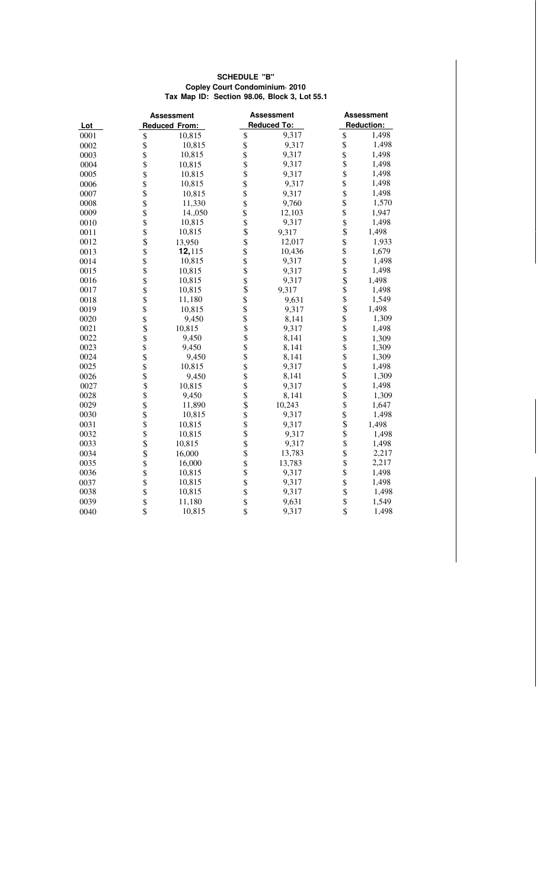**SCHEDULE "B"**
**Copley Court Condominium- 2010**
**Tax Map ID: Section 98.06, Block 3, Lot 55.1**

| Lot | Assessment Reduced From: | | Assessment Reduced To: | | Assessment Reduction: | |
|---|---|---|---|---|---|---|
| 0001 | $ | 10,815 | $ | 9,317 | $ | 1,498 |
| 0002 | $ | 10,815 | $ | 9,317 | $ | 1,498 |
| 0003 | $ | 10,815 | $ | 9,317 | $ | 1,498 |
| 0004 | $ | 10,815 | $ | 9,317 | $ | 1,498 |
| 0005 | $ | 10,815 | $ | 9,317 | $ | 1,498 |
| 0006 | $ | 10,815 | $ | 9,317 | $ | 1,498 |
| 0007 | $ | 10,815 | $ | 9,317 | $ | 1,498 |
| 0008 | $ | 11,330 | $ | 9,760 | $ | 1,570 |
| 0009 | $ | 14.,050 | $ | 12,103 | $ | 1,947 |
| 0010 | $ | 10,815 | $ | 9,317 | $ | 1,498 |
| 0011 | $ | 10,815 | $ | 9,317 | $ | 1,498 |
| 0012 | $ | 13,950 | $ | 12,017 | $ | 1,933 |
| 0013 | $ | **12,**115 | $ | 10,436 | $ | 1,679 |
| 0014 | $ | 10,815 | $ | 9,317 | $ | 1,498 |
| 0015 | $ | 10,815 | $ | 9,317 | $ | 1,498 |
| 0016 | $ | 10,815 | $ | 9,317 | $ | 1,498 |
| 0017 | $ | 10,815 | $ | 9,317 | $ | 1,498 |
| 0018 | $ | 11,180 | $ | 9,631 | $ | 1,549 |
| 0019 | $ | 10,815 | $ | 9,317 | $ | 1,498 |
| 0020 | $ | 9,450 | $ | 8,141 | $ | 1,309 |
| 0021 | $ | 10,815 | $ | 9,317 | $ | 1,498 |
| 0022 | $ | 9,450 | $ | 8,141 | $ | 1,309 |
| 0023 | $ | 9,450 | $ | 8,141 | $ | 1,309 |
| 0024 | $ | 9,450 | $ | 8,141 | $ | 1,309 |
| 0025 | $ | 10,815 | $ | 9,317 | $ | 1,498 |
| 0026 | $ | 9,450 | $ | 8,141 | $ | 1,309 |
| 0027 | $ | 10,815 | $ | 9,317 | $ | 1,498 |
| 0028 | $ | 9,450 | $ | 8,141 | $ | 1,309 |
| 0029 | $ | 11,890 | $ | 10,243 | $ | 1,647 |
| 0030 | $ | 10,815 | $ | 9,317 | $ | 1,498 |
| 0031 | $ | 10,815 | $ | 9,317 | $ | 1,498 |
| 0032 | $ | 10,815 | $ | 9,317 | $ | 1,498 |
| 0033 | $ | 10,815 | $ | 9,317 | $ | 1,498 |
| 0034 | $ | 16,000 | $ | 13,783 | $ | 2,217 |
| 0035 | $ | 16,000 | $ | 13,783 | $ | 2,217 |
| 0036 | $ | 10,815 | $ | 9,317 | $ | 1,498 |
| 0037 | $ | 10,815 | $ | 9,317 | $ | 1,498 |
| 0038 | $ | 10,815 | $ | 9,317 | $ | 1,498 |
| 0039 | $ | 11,180 | $ | 9,631 | $ | 1,549 |
| 0040 | $ | 10,815 | $ | 9,317 | $ | 1,498 |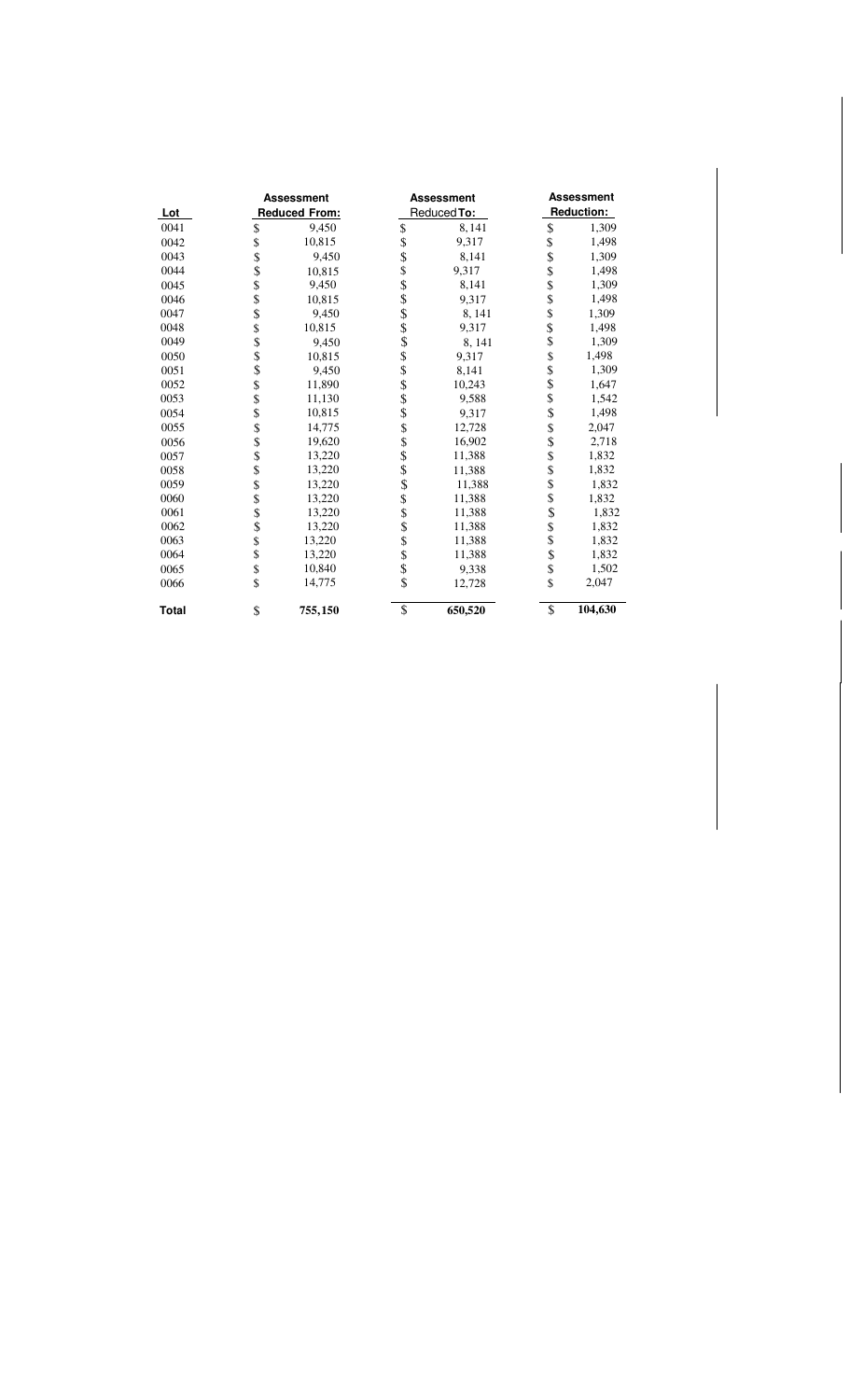| Lot | Assessment Reduced From: | Assessment Reduced To: | Assessment Reduction: |
|---|---|---|---|
| 0041 | $ 9,450 | $ 8,141 | $ 1,309 |
| 0042 | $ 10,815 | $ 9,317 | $ 1,498 |
| 0043 | $ 9,450 | $ 8,141 | $ 1,309 |
| 0044 | $ 10,815 | $ 9,317 | $ 1,498 |
| 0045 | $ 9,450 | $ 8,141 | $ 1,309 |
| 0046 | $ 10,815 | $ 9,317 | $ 1,498 |
| 0047 | $ 9,450 | $ 8, 141 | $ 1,309 |
| 0048 | $ 10,815 | $ 9,317 | $ 1,498 |
| 0049 | $ 9,450 | $ 8, 141 | $ 1,309 |
| 0050 | $ 10,815 | $ 9,317 | $ 1,498 |
| 0051 | $ 9,450 | $ 8,141 | $ 1,309 |
| 0052 | $ 11,890 | $ 10,243 | $ 1,647 |
| 0053 | $ 11,130 | $ 9,588 | $ 1,542 |
| 0054 | $ 10,815 | $ 9,317 | $ 1,498 |
| 0055 | $ 14,775 | $ 12,728 | $ 2,047 |
| 0056 | $ 19,620 | $ 16,902 | $ 2,718 |
| 0057 | $ 13,220 | $ 11,388 | $ 1,832 |
| 0058 | $ 13,220 | $ 11,388 | $ 1,832 |
| 0059 | $ 13,220 | $ 11,388 | $ 1,832 |
| 0060 | $ 13,220 | $ 11,388 | $ 1,832 |
| 0061 | $ 13,220 | $ 11,388 | $ 1,832 |
| 0062 | $ 13,220 | $ 11,388 | $ 1,832 |
| 0063 | $ 13,220 | $ 11,388 | $ 1,832 |
| 0064 | $ 13,220 | $ 11,388 | $ 1,832 |
| 0065 | $ 10,840 | $ 9,338 | $ 1,502 |
| 0066 | $ 14,775 | $ 12,728 | $ 2,047 |
| **Total** | **$ 755,150** | **$ 650,520** | **$ 104,630** |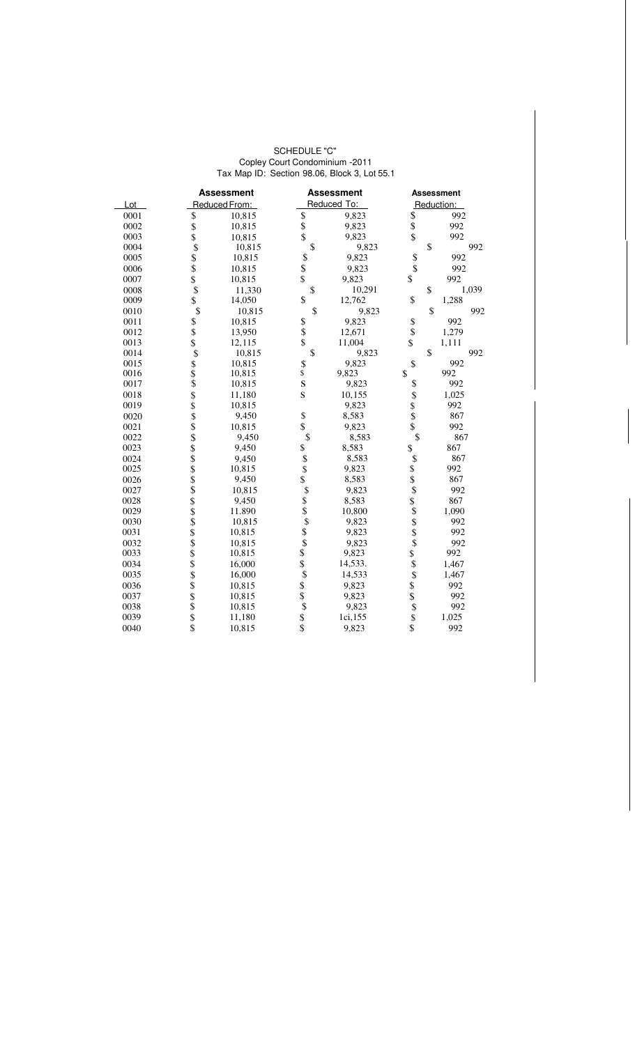SCHEDULE "C"
Copley Court Condominium -2011
Tax Map ID: Section 98.06, Block 3, Lot 55.1

| Lot | Assessment Reduced From: | Assessment Reduced To: | Assessment Reduction: |
|---|---|---|---|
| 0001 | $ 10,815 | $ 9,823 | $ 992 |
| 0002 | $ 10,815 | $ 9,823 | $ 992 |
| 0003 | $ 10,815 | $ 9,823 | $ 992 |
| 0004 | $ 10,815 | $ 9,823 | $ 992 |
| 0005 | $ 10,815 | $ 9,823 | $ 992 |
| 0006 | $ 10,815 | $ 9,823 | $ 992 |
| 0007 | $ 10,815 | $ 9,823 | $ 992 |
| 0008 | $ 11,330 | $ 10,291 | $ 1,039 |
| 0009 | $ 14,050 | $ 12,762 | $ 1,288 |
| 0010 | $ 10,815 | $ 9,823 | $ 992 |
| 0011 | $ 10,815 | $ 9,823 | $ 992 |
| 0012 | $ 13,950 | $ 12,671 | $ 1,279 |
| 0013 | $ 12,115 | $ 11,004 | $ 1,111 |
| 0014 | $ 10,815 | $ 9,823 | $ 992 |
| 0015 | $ 10,815 | $ 9,823 | $ 992 |
| 0016 | $ 10,815 | $ 9,823 | $ 992 |
| 0017 | $ 10,815 | S 9,823 | $ 992 |
| 0018 | $ 11,180 | S 10,155 | $ 1,025 |
| 0019 | $ 10,815 | 9,823 | $ 992 |
| 0020 | $ 9,450 | $ 8,583 | $ 867 |
| 0021 | $ 10,815 | $ 9,823 | $ 992 |
| 0022 | $ 9,450 | $ 8,583 | $ 867 |
| 0023 | $ 9,450 | $ 8,583 | $ 867 |
| 0024 | $ 9,450 | $ 8,583 | $ 867 |
| 0025 | $ 10,815 | $ 9,823 | $ 992 |
| 0026 | $ 9,450 | $ 8,583 | $ 867 |
| 0027 | $ 10,815 | $ 9,823 | $ 992 |
| 0028 | $ 9,450 | $ 8,583 | $ 867 |
| 0029 | $ 11.890 | $ 10,800 | $ 1,090 |
| 0030 | $ 10,815 | $ 9,823 | $ 992 |
| 0031 | $ 10,815 | $ 9,823 | $ 992 |
| 0032 | $ 10,815 | $ 9,823 | $ 992 |
| 0033 | $ 10,815 | $ 9,823 | $ 992 |
| 0034 | $ 16,000 | $ 14,533. | $ 1,467 |
| 0035 | $ 16,000 | $ 14,533 | $ 1,467 |
| 0036 | $ 10,815 | $ 9,823 | $ 992 |
| 0037 | $ 10,815 | $ 9,823 | $ 992 |
| 0038 | $ 10,815 | $ 9,823 | $ 992 |
| 0039 | $ 11,180 | $ 1ci,155 | $ 1,025 |
| 0040 | $ 10,815 | $ 9,823 | $ 992 |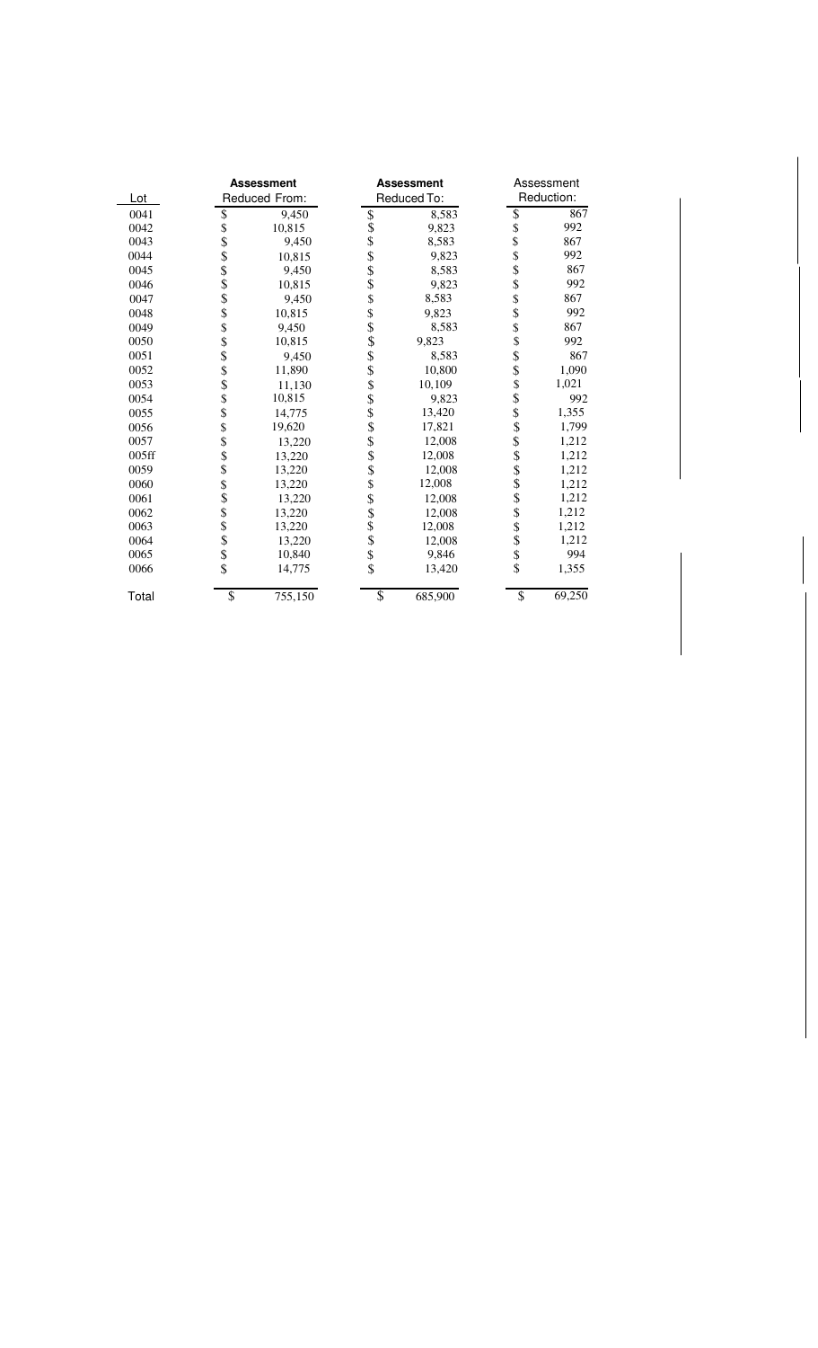| Lot | Assessment Reduced From: | Assessment Reduced To: | Assessment Reduction: |
|---|---|---|---|
| 0041 | $ 9,450 | $ 8,583 | $ 867 |
| 0042 | $ 10,815 | $ 9,823 | $ 992 |
| 0043 | $ 9,450 | $ 8,583 | $ 867 |
| 0044 | $ 10,815 | $ 9,823 | $ 992 |
| 0045 | $ 9,450 | $ 8,583 | $ 867 |
| 0046 | $ 10,815 | $ 9,823 | $ 992 |
| 0047 | $ 9,450 | $ 8,583 | $ 867 |
| 0048 | $ 10,815 | $ 9,823 | $ 992 |
| 0049 | $ 9,450 | $ 8,583 | $ 867 |
| 0050 | $ 10,815 | $ 9,823 | $ 992 |
| 0051 | $ 9,450 | $ 8,583 | $ 867 |
| 0052 | $ 11,890 | $ 10,800 | $ 1,090 |
| 0053 | $ 11,130 | $ 10,109 | $ 1,021 |
| 0054 | $ 10,815 | $ 9,823 | $ 992 |
| 0055 | $ 14,775 | $ 13,420 | $ 1,355 |
| 0056 | $ 19,620 | $ 17,821 | $ 1,799 |
| 0057 | $ 13,220 | $ 12,008 | $ 1,212 |
| 005ff | $ 13,220 | $ 12,008 | $ 1,212 |
| 0059 | $ 13,220 | $ 12,008 | $ 1,212 |
| 0060 | $ 13,220 | $ 12,008 | $ 1,212 |
| 0061 | $ 13,220 | $ 12,008 | $ 1,212 |
| 0062 | $ 13,220 | $ 12,008 | $ 1,212 |
| 0063 | $ 13,220 | $ 12,008 | $ 1,212 |
| 0064 | $ 13,220 | $ 12,008 | $ 1,212 |
| 0065 | $ 10,840 | $ 9,846 | $ 994 |
| 0066 | $ 14,775 | $ 13,420 | $ 1,355 |
| Total | $ 755,150 | $ 685,900 | $ 69,250 |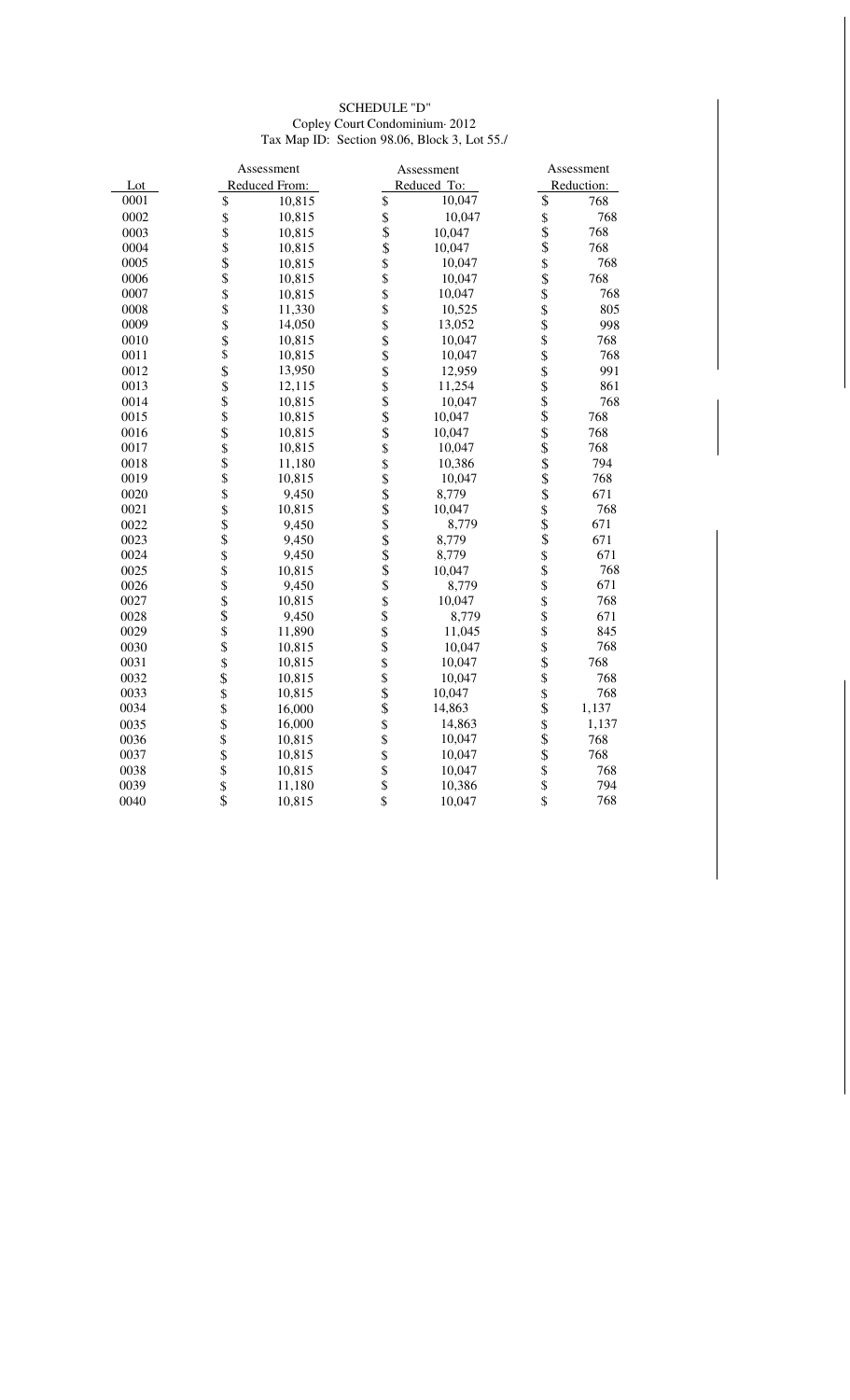SCHEDULE "D"
Copley Court Condominium- 2012
Tax Map ID: Section 98.06, Block 3, Lot 55./

| Lot | Assessment Reduced From: | Assessment Reduced To: | Assessment Reduction: |
|---|---|---|---|
| 0001 | $ 10,815 | $ 10,047 | $ 768 |
| 0002 | $ 10,815 | $ 10,047 | $ 768 |
| 0003 | $ 10,815 | $ 10,047 | $ 768 |
| 0004 | $ 10,815 | $ 10,047 | $ 768 |
| 0005 | $ 10,815 | $ 10,047 | $ 768 |
| 0006 | $ 10,815 | $ 10,047 | $ 768 |
| 0007 | $ 10,815 | $ 10,047 | $ 768 |
| 0008 | $ 11,330 | $ 10,525 | $ 805 |
| 0009 | $ 14,050 | $ 13,052 | $ 998 |
| 0010 | $ 10,815 | $ 10,047 | $ 768 |
| 0011 | $ 10,815 | $ 10,047 | $ 768 |
| 0012 | $ 13,950 | $ 12,959 | $ 991 |
| 0013 | $ 12,115 | $ 11,254 | $ 861 |
| 0014 | $ 10,815 | $ 10,047 | $ 768 |
| 0015 | $ 10,815 | $ 10,047 | $ 768 |
| 0016 | $ 10,815 | $ 10,047 | $ 768 |
| 0017 | $ 10,815 | $ 10,047 | $ 768 |
| 0018 | $ 11,180 | $ 10,386 | $ 794 |
| 0019 | $ 10,815 | $ 10,047 | $ 768 |
| 0020 | $ 9,450 | $ 8,779 | $ 671 |
| 0021 | $ 10,815 | $ 10,047 | $ 768 |
| 0022 | $ 9,450 | $ 8,779 | $ 671 |
| 0023 | $ 9,450 | $ 8,779 | $ 671 |
| 0024 | $ 9,450 | $ 8,779 | $ 671 |
| 0025 | $ 10,815 | $ 10,047 | $ 768 |
| 0026 | $ 9,450 | $ 8,779 | $ 671 |
| 0027 | $ 10,815 | $ 10,047 | $ 768 |
| 0028 | $ 9,450 | $ 8,779 | $ 671 |
| 0029 | $ 11,890 | $ 11,045 | $ 845 |
| 0030 | $ 10,815 | $ 10,047 | $ 768 |
| 0031 | $ 10,815 | $ 10,047 | $ 768 |
| 0032 | $ 10,815 | $ 10,047 | $ 768 |
| 0033 | $ 10,815 | $ 10,047 | $ 768 |
| 0034 | $ 16,000 | $ 14,863 | $ 1,137 |
| 0035 | $ 16,000 | $ 14,863 | $ 1,137 |
| 0036 | $ 10,815 | $ 10,047 | $ 768 |
| 0037 | $ 10,815 | $ 10,047 | $ 768 |
| 0038 | $ 10,815 | $ 10,047 | $ 768 |
| 0039 | $ 11,180 | $ 10,386 | $ 794 |
| 0040 | $ 10,815 | $ 10,047 | $ 768 |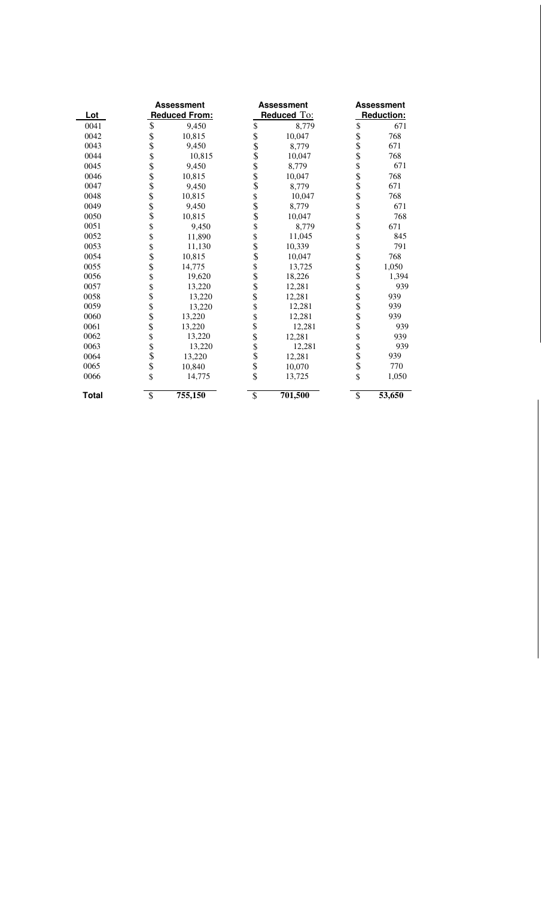| Lot | Assessment Reduced From: | Assessment Reduced To: | Assessment Reduction: |
|---|---|---|---|
| 0041 | $ 9,450 | $ 8,779 | $ 671 |
| 0042 | $ 10,815 | $ 10,047 | $ 768 |
| 0043 | $ 9,450 | $ 8,779 | $ 671 |
| 0044 | $ 10,815 | $ 10,047 | $ 768 |
| 0045 | $ 9,450 | $ 8,779 | $ 671 |
| 0046 | $ 10,815 | $ 10,047 | $ 768 |
| 0047 | $ 9,450 | $ 8,779 | $ 671 |
| 0048 | $ 10,815 | $ 10,047 | $ 768 |
| 0049 | $ 9,450 | $ 8,779 | $ 671 |
| 0050 | $ 10,815 | $ 10,047 | $ 768 |
| 0051 | $ 9,450 | $ 8,779 | $ 671 |
| 0052 | $ 11,890 | $ 11,045 | $ 845 |
| 0053 | $ 11,130 | $ 10,339 | $ 791 |
| 0054 | $ 10,815 | $ 10,047 | $ 768 |
| 0055 | $ 14,775 | $ 13,725 | $ 1,050 |
| 0056 | $ 19,620 | $ 18,226 | $ 1,394 |
| 0057 | $ 13,220 | $ 12,281 | $ 939 |
| 0058 | $ 13,220 | $ 12,281 | $ 939 |
| 0059 | $ 13,220 | $ 12,281 | $ 939 |
| 0060 | $ 13,220 | $ 12,281 | $ 939 |
| 0061 | $ 13,220 | $ 12,281 | $ 939 |
| 0062 | $ 13,220 | $ 12,281 | $ 939 |
| 0063 | $ 13,220 | $ 12,281 | $ 939 |
| 0064 | $ 13,220 | $ 12,281 | $ 939 |
| 0065 | $ 10,840 | $ 10,070 | $ 770 |
| 0066 | $ 14,775 | $ 13,725 | $ 1,050 |
| **Total** | **$ 755,150** | **$ 701,500** | **$ 53,650** |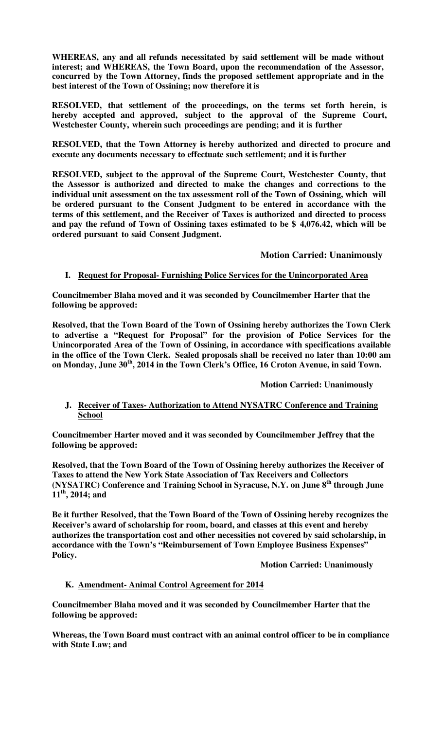**WHEREAS, any and all refunds necessitated by said settlement will be made without interest; and WHEREAS, the Town Board, upon the recommendation of the Assessor, concurred by the Town Attorney, finds the proposed settlement appropriate and in the best interest of the Town of Ossining; now therefore it is**

**RESOLVED, that settlement of the proceedings, on the terms set forth herein, is hereby accepted and approved, subject to the approval of the Supreme Court, Westchester County, wherein such proceedings are pending; and it is further**

**RESOLVED, that the Town Attorney is hereby authorized and directed to procure and execute any documents necessary to effectuate such settlement; and it is further**

**RESOLVED, subject to the approval of the Supreme Court, Westchester County, that the Assessor is authorized and directed to make the changes and corrections to the individual unit assessment on the tax assessment roll of the Town of Ossining, which will be ordered pursuant to the Consent Judgment to be entered in accordance with the terms of this settlement, and the Receiver of Taxes is authorized and directed to process and pay the refund of Town of Ossining taxes estimated to be $ 4,076.42, which will be ordered pursuant to said Consent Judgment.**

**Motion Carried: Unanimously**

**I. Request for Proposal- Furnishing Police Services for the Unincorporated Area**

**Councilmember Blaha moved and it was seconded by Councilmember Harter that the following be approved:**

**Resolved, that the Town Board of the Town of Ossining hereby authorizes the Town Clerk to advertise a "Request for Proposal" for the provision of Police Services for the Unincorporated Area of the Town of Ossining, in accordance with specifications available in the office of the Town Clerk. Sealed proposals shall be received no later than 10:00 am on Monday, June 30th, 2014 in the Town Clerk's Office, 16 Croton Avenue, in said Town.**

**Motion Carried: Unanimously**

**J. Receiver of Taxes- Authorization to Attend NYSATRC Conference and Training School**

**Councilmember Harter moved and it was seconded by Councilmember Jeffrey that the following be approved:**

**Resolved, that the Town Board of the Town of Ossining hereby authorizes the Receiver of Taxes to attend the New York State Association of Tax Receivers and Collectors (NYSATRC) Conference and Training School in Syracuse, N.Y. on June 8th through June 11th, 2014; and**

**Be it further Resolved, that the Town Board of the Town of Ossining hereby recognizes the Receiver's award of scholarship for room, board, and classes at this event and hereby authorizes the transportation cost and other necessities not covered by said scholarship, in accordance with the Town's "Reimbursement of Town Employee Business Expenses" Policy.**

**Motion Carried: Unanimously**

**K. Amendment- Animal Control Agreement for 2014**

**Councilmember Blaha moved and it was seconded by Councilmember Harter that the following be approved:**

**Whereas, the Town Board must contract with an animal control officer to be in compliance with State Law; and**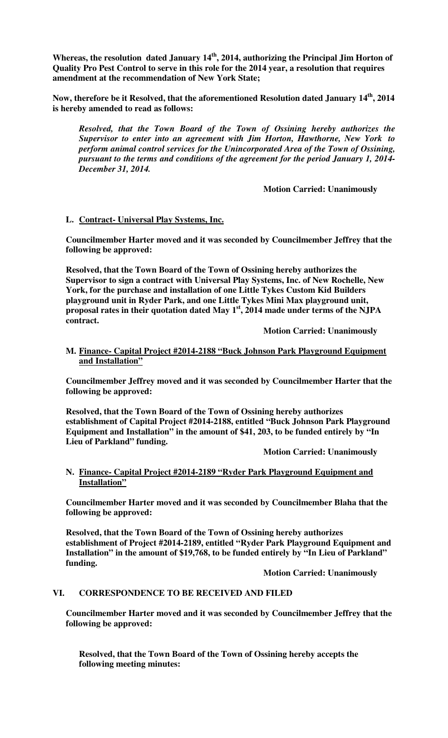**Whereas, the resolution dated January 14th, 2014, authorizing the Principal Jim Horton of Quality Pro Pest Control to serve in this role for the 2014 year, a resolution that requires amendment at the recommendation of New York State;**

**Now, therefore be it Resolved, that the aforementioned Resolution dated January 14th, 2014 is hereby amended to read as follows:**

> ***Resolved, that the Town Board of the Town of Ossining hereby authorizes the Supervisor to enter into an agreement with Jim Horton, Hawthorne, New York to perform animal control services for the Unincorporated Area of the Town of Ossining, pursuant to the terms and conditions of the agreement for the period January 1, 2014-December 31, 2014.***

**Motion Carried: Unanimously**

**L. Contract- Universal Play Systems, Inc.**

**Councilmember Harter moved and it was seconded by Councilmember Jeffrey that the following be approved:**

**Resolved, that the Town Board of the Town of Ossining hereby authorizes the Supervisor to sign a contract with Universal Play Systems, Inc. of New Rochelle, New York, for the purchase and installation of one Little Tykes Custom Kid Builders playground unit in Ryder Park, and one Little Tykes Mini Max playground unit, proposal rates in their quotation dated May 1st, 2014 made under terms of the NJPA contract.**

**Motion Carried: Unanimously**

**M. Finance- Capital Project #2014-2188 "Buck Johnson Park Playground Equipment and Installation"**

**Councilmember Jeffrey moved and it was seconded by Councilmember Harter that the following be approved:**

**Resolved, that the Town Board of the Town of Ossining hereby authorizes establishment of Capital Project #2014-2188, entitled "Buck Johnson Park Playground Equipment and Installation" in the amount of $41, 203, to be funded entirely by "In Lieu of Parkland" funding.**

**Motion Carried: Unanimously**

**N. Finance- Capital Project #2014-2189 "Ryder Park Playground Equipment and Installation"**

**Councilmember Harter moved and it was seconded by Councilmember Blaha that the following be approved:**

**Resolved, that the Town Board of the Town of Ossining hereby authorizes establishment of Project #2014-2189, entitled "Ryder Park Playground Equipment and Installation" in the amount of $19,768, to be funded entirely by "In Lieu of Parkland" funding.**

**Motion Carried: Unanimously**

## VI. CORRESPONDENCE TO BE RECEIVED AND FILED

**Councilmember Harter moved and it was seconded by Councilmember Jeffrey that the following be approved:**

**Resolved, that the Town Board of the Town of Ossining hereby accepts the following meeting minutes:**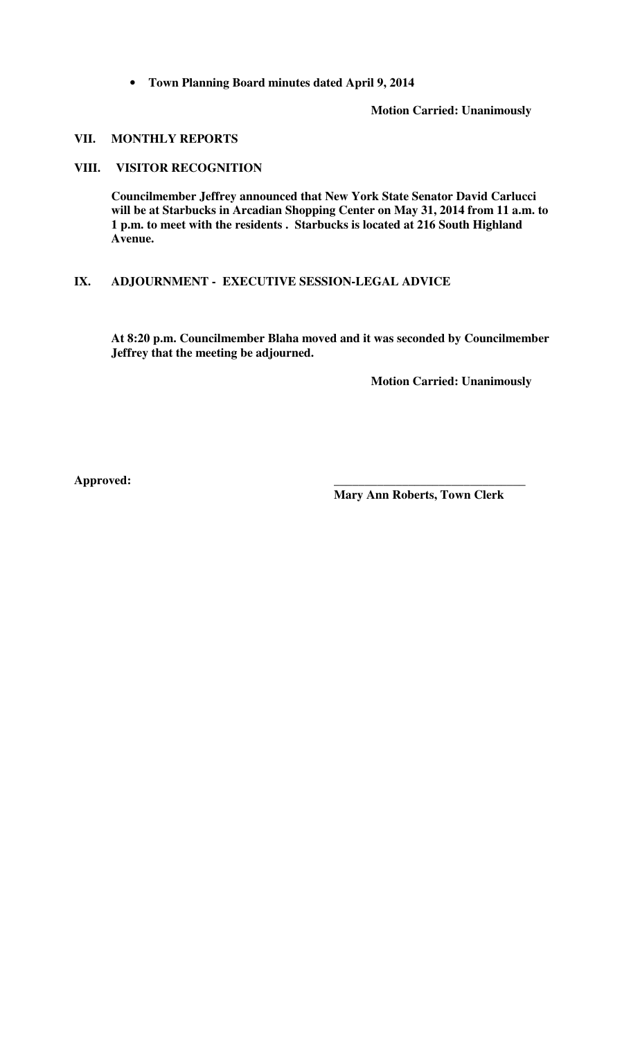- **Town Planning Board minutes dated April 9, 2014**

**Motion Carried: Unanimously**

## VII. MONTHLY REPORTS

## VIII. VISITOR RECOGNITION

**Councilmember Jeffrey announced that New York State Senator David Carlucci will be at Starbucks in Arcadian Shopping Center on May 31, 2014 from 11 a.m. to 1 p.m. to meet with the residents . Starbucks is located at 216 South Highland Avenue.**

## IX. ADJOURNMENT - EXECUTIVE SESSION-LEGAL ADVICE

**At 8:20 p.m. Councilmember Blaha moved and it was seconded by Councilmember Jeffrey that the meeting be adjourned.**

**Motion Carried: Unanimously**

**Approved:** \_\_\_\_\_\_\_\_\_\_\_\_\_\_\_\_\_\_\_\_\_\_\_\_\_\_\_\_\_\_\_

**Mary Ann Roberts, Town Clerk**